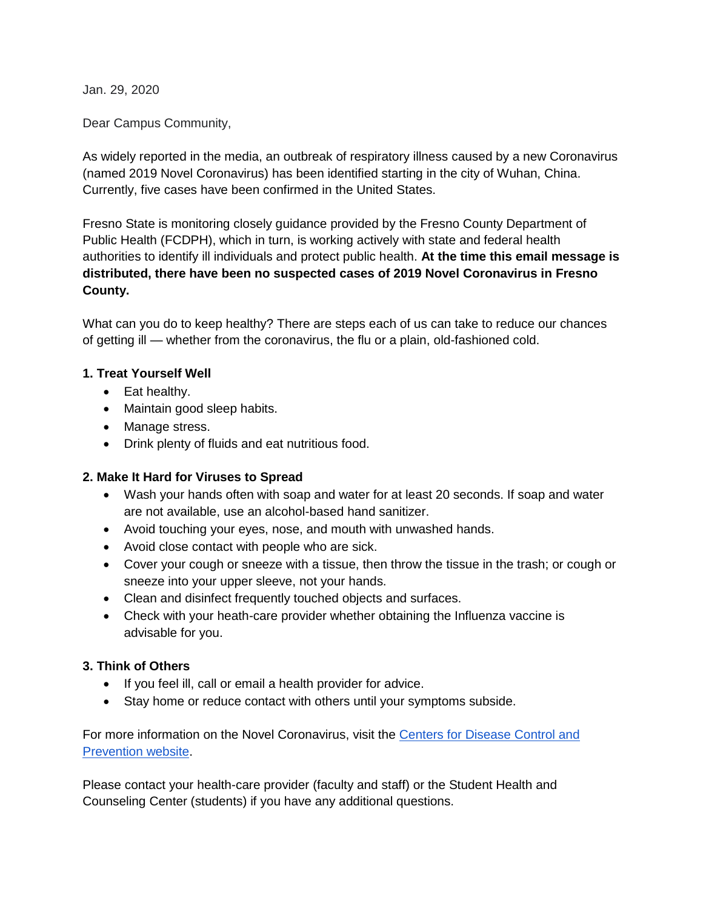Jan. 29, 2020

Dear Campus Community,

As widely reported in the media, an outbreak of respiratory illness caused by a new Coronavirus (named 2019 Novel Coronavirus) has been identified starting in the city of Wuhan, China. Currently, five cases have been confirmed in the United States.

Fresno State is monitoring closely guidance provided by the Fresno County Department of Public Health (FCDPH), which in turn, is working actively with state and federal health authorities to identify ill individuals and protect public health. **At the time this email message is distributed, there have been no suspected cases of 2019 Novel Coronavirus in Fresno County.**

What can you do to keep healthy? There are steps each of us can take to reduce our chances of getting ill — whether from the coronavirus, the flu or a plain, old-fashioned cold.

**1. Treat Yourself Well**

- Eat healthy.
- Maintain good sleep habits.
- Manage stress.
- Drink plenty of fluids and eat nutritious food.

**2. Make It Hard for Viruses to Spread**

- Wash your hands often with soap and water for at least 20 seconds. If soap and water are not available, use an alcohol-based hand sanitizer.
- Avoid touching your eyes, nose, and mouth with unwashed hands.
- Avoid close contact with people who are sick.
- Cover your cough or sneeze with a tissue, then throw the tissue in the trash; or cough or sneeze into your upper sleeve, not your hands.
- Clean and disinfect frequently touched objects and surfaces.
- Check with your heath-care provider whether obtaining the Influenza vaccine is advisable for you.

**3. Think of Others**

- If you feel ill, call or email a health provider for advice.
- Stay home or reduce contact with others until your symptoms subside.

For more information on the Novel Coronavirus, visit the [Centers for Disease Control and Prevention website](#).

Please contact your health-care provider (faculty and staff) or the Student Health and Counseling Center (students) if you have any additional questions.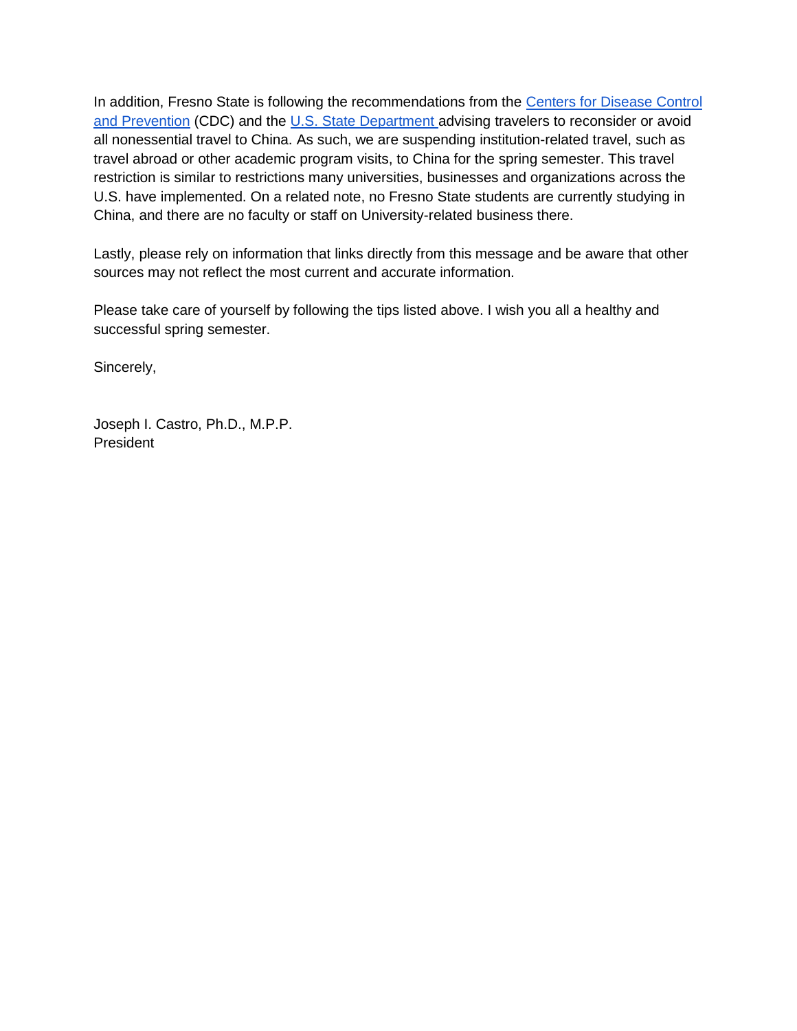In addition, Fresno State is following the recommendations from the Centers for Disease Control and Prevention (CDC) and the U.S. State Department advising travelers to reconsider or avoid all nonessential travel to China. As such, we are suspending institution-related travel, such as travel abroad or other academic program visits, to China for the spring semester. This travel restriction is similar to restrictions many universities, businesses and organizations across the U.S. have implemented. On a related note, no Fresno State students are currently studying in China, and there are no faculty or staff on University-related business there.

Lastly, please rely on information that links directly from this message and be aware that other sources may not reflect the most current and accurate information.

Please take care of yourself by following the tips listed above. I wish you all a healthy and successful spring semester.

Sincerely,

Joseph I. Castro, Ph.D., M.P.P.
President